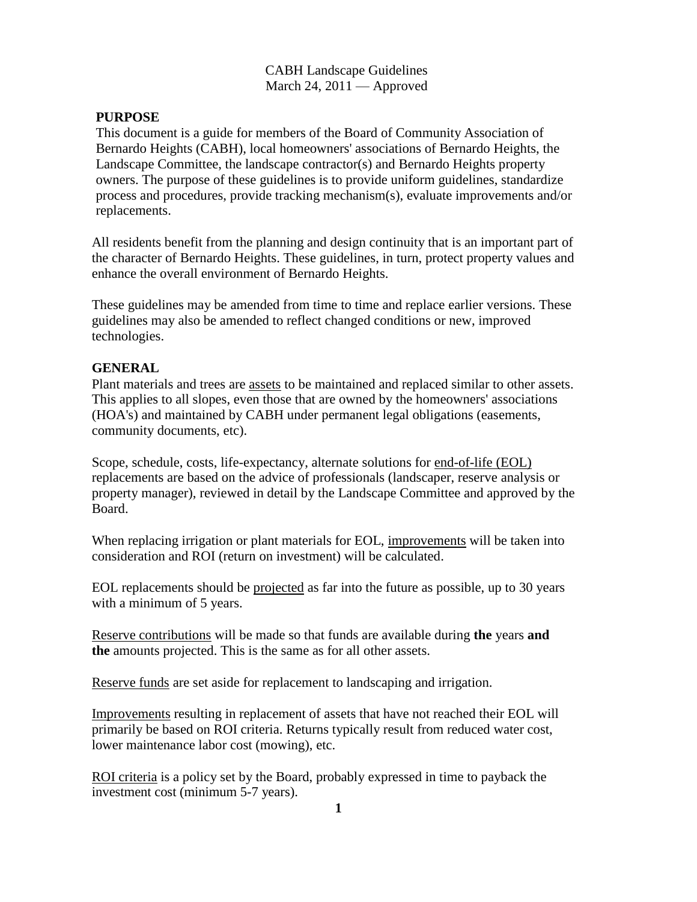CABH Landscape Guidelines
March 24, 2011 — Approved

## PURPOSE

This document is a guide for members of the Board of Community Association of Bernardo Heights (CABH), local homeowners' associations of Bernardo Heights, the Landscape Committee, the landscape contractor(s) and Bernardo Heights property owners. The purpose of these guidelines is to provide uniform guidelines, standardize process and procedures, provide tracking mechanism(s), evaluate improvements and/or replacements.

All residents benefit from the planning and design continuity that is an important part of the character of Bernardo Heights. These guidelines, in turn, protect property values and enhance the overall environment of Bernardo Heights.

These guidelines may be amended from time to time and replace earlier versions. These guidelines may also be amended to reflect changed conditions or new, improved technologies.

## GENERAL

Plant materials and trees are <u>assets</u> to be maintained and replaced similar to other assets. This applies to all slopes, even those that are owned by the homeowners' associations (HOA's) and maintained by CABH under permanent legal obligations (easements, community documents, etc).

Scope, schedule, costs, life-expectancy, alternate solutions for <u>end-of-life (EOL)</u> replacements are based on the advice of professionals (landscaper, reserve analysis or property manager), reviewed in detail by the Landscape Committee and approved by the Board.

When replacing irrigation or plant materials for EOL, <u>improvements</u> will be taken into consideration and ROI (return on investment) will be calculated.

EOL replacements should be <u>projected</u> as far into the future as possible, up to 30 years with a minimum of 5 years.

<u>Reserve contributions</u> will be made so that funds are available during **the** years **and the** amounts projected. This is the same as for all other assets.

<u>Reserve funds</u> are set aside for replacement to landscaping and irrigation.

<u>Improvements</u> resulting in replacement of assets that have not reached their EOL will primarily be based on ROI criteria. Returns typically result from reduced water cost, lower maintenance labor cost (mowing), etc.

<u>ROI criteria</u> is a policy set by the Board, probably expressed in time to payback the investment cost (minimum 5-7 years).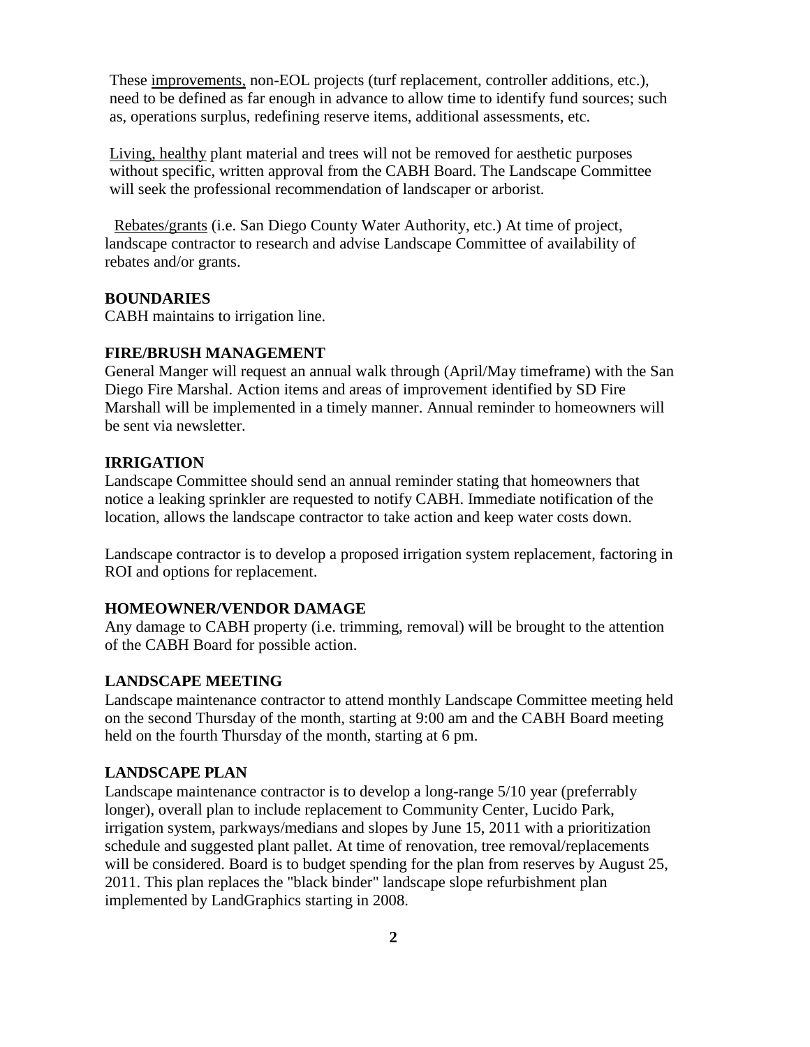These <u>improvements,</u> non-EOL projects (turf replacement, controller additions, etc.), need to be defined as far enough in advance to allow time to identify fund sources; such as, operations surplus, redefining reserve items, additional assessments, etc.

<u>Living, healthy</u> plant material and trees will not be removed for aesthetic purposes without specific, written approval from the CABH Board. The Landscape Committee will seek the professional recommendation of landscaper or arborist.

<u>Rebates/grants</u> (i.e. San Diego County Water Authority, etc.) At time of project, landscape contractor to research and advise Landscape Committee of availability of rebates and/or grants.

**BOUNDARIES**

CABH maintains to irrigation line.

**FIRE/BRUSH MANAGEMENT**

General Manger will request an annual walk through (April/May timeframe) with the San Diego Fire Marshal. Action items and areas of improvement identified by SD Fire Marshall will be implemented in a timely manner. Annual reminder to homeowners will be sent via newsletter.

**IRRIGATION**

Landscape Committee should send an annual reminder stating that homeowners that notice a leaking sprinkler are requested to notify CABH. Immediate notification of the location, allows the landscape contractor to take action and keep water costs down.

Landscape contractor is to develop a proposed irrigation system replacement, factoring in ROI and options for replacement.

**HOMEOWNER/VENDOR DAMAGE**

Any damage to CABH property (i.e. trimming, removal) will be brought to the attention of the CABH Board for possible action.

**LANDSCAPE MEETING**

Landscape maintenance contractor to attend monthly Landscape Committee meeting held on the second Thursday of the month, starting at 9:00 am and the CABH Board meeting held on the fourth Thursday of the month, starting at 6 pm.

**LANDSCAPE PLAN**

Landscape maintenance contractor is to develop a long-range 5/10 year (preferrably longer), overall plan to include replacement to Community Center, Lucido Park, irrigation system, parkways/medians and slopes by June 15, 2011 with a prioritization schedule and suggested plant pallet. At time of renovation, tree removal/replacements will be considered. Board is to budget spending for the plan from reserves by August 25, 2011. This plan replaces the "black binder" landscape slope refurbishment plan implemented by LandGraphics starting in 2008.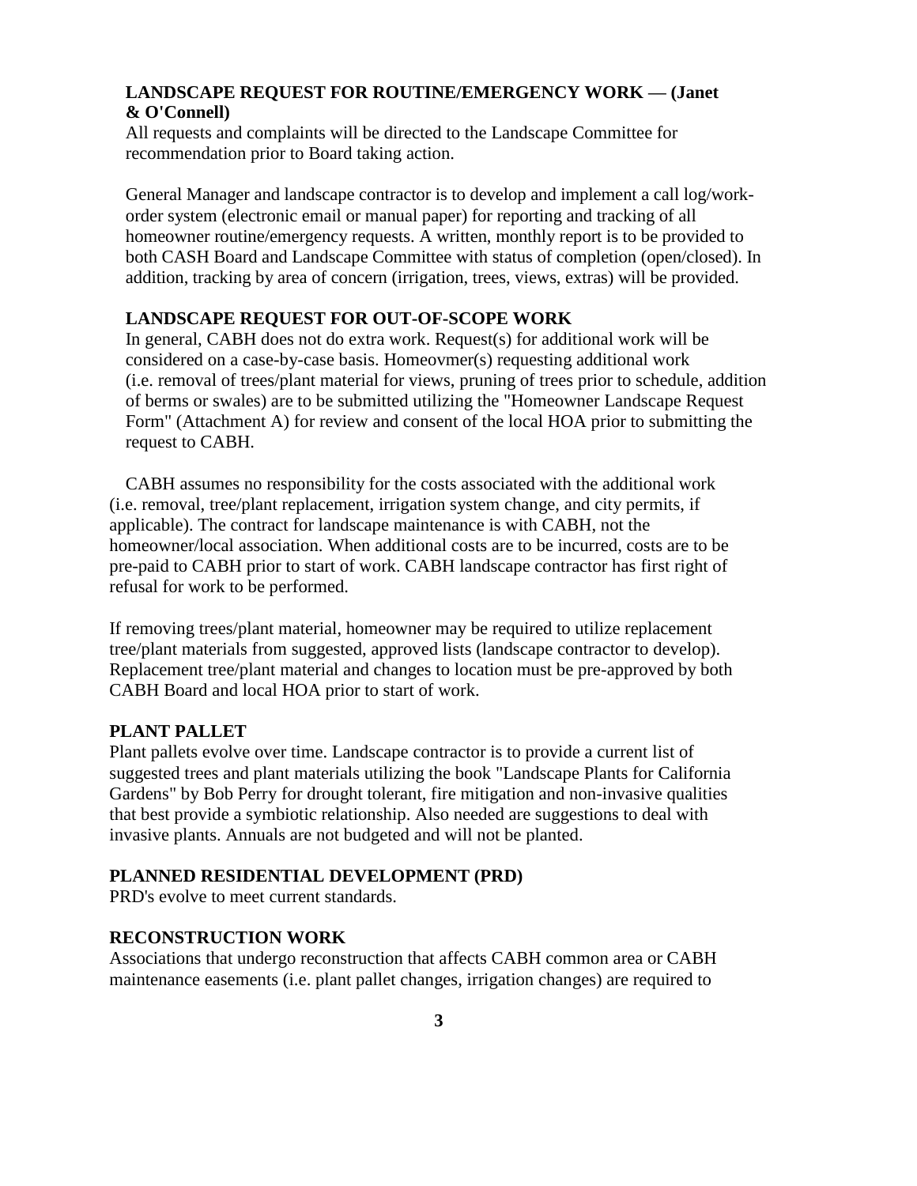**LANDSCAPE REQUEST FOR ROUTINE/EMERGENCY WORK — (Janet & O'Connell)**

All requests and complaints will be directed to the Landscape Committee for recommendation prior to Board taking action.

General Manager and landscape contractor is to develop and implement a call log/work-order system (electronic email or manual paper) for reporting and tracking of all homeowner routine/emergency requests. A written, monthly report is to be provided to both CASH Board and Landscape Committee with status of completion (open/closed). In addition, tracking by area of concern (irrigation, trees, views, extras) will be provided.

**LANDSCAPE REQUEST FOR OUT-OF-SCOPE WORK**

In general, CABH does not do extra work. Request(s) for additional work will be considered on a case-by-case basis. Homeovmer(s) requesting additional work (i.e. removal of trees/plant material for views, pruning of trees prior to schedule, addition of berms or swales) are to be submitted utilizing the "Homeowner Landscape Request Form" (Attachment A) for review and consent of the local HOA prior to submitting the request to CABH.

CABH assumes no responsibility for the costs associated with the additional work (i.e. removal, tree/plant replacement, irrigation system change, and city permits, if applicable). The contract for landscape maintenance is with CABH, not the homeowner/local association. When additional costs are to be incurred, costs are to be pre-paid to CABH prior to start of work. CABH landscape contractor has first right of refusal for work to be performed.

If removing trees/plant material, homeowner may be required to utilize replacement tree/plant materials from suggested, approved lists (landscape contractor to develop). Replacement tree/plant material and changes to location must be pre-approved by both CABH Board and local HOA prior to start of work.

**PLANT PALLET**

Plant pallets evolve over time. Landscape contractor is to provide a current list of suggested trees and plant materials utilizing the book "Landscape Plants for California Gardens" by Bob Perry for drought tolerant, fire mitigation and non-invasive qualities that best provide a symbiotic relationship. Also needed are suggestions to deal with invasive plants. Annuals are not budgeted and will not be planted.

**PLANNED RESIDENTIAL DEVELOPMENT (PRD)**

PRD's evolve to meet current standards.

**RECONSTRUCTION WORK**

Associations that undergo reconstruction that affects CABH common area or CABH maintenance easements (i.e. plant pallet changes, irrigation changes) are required to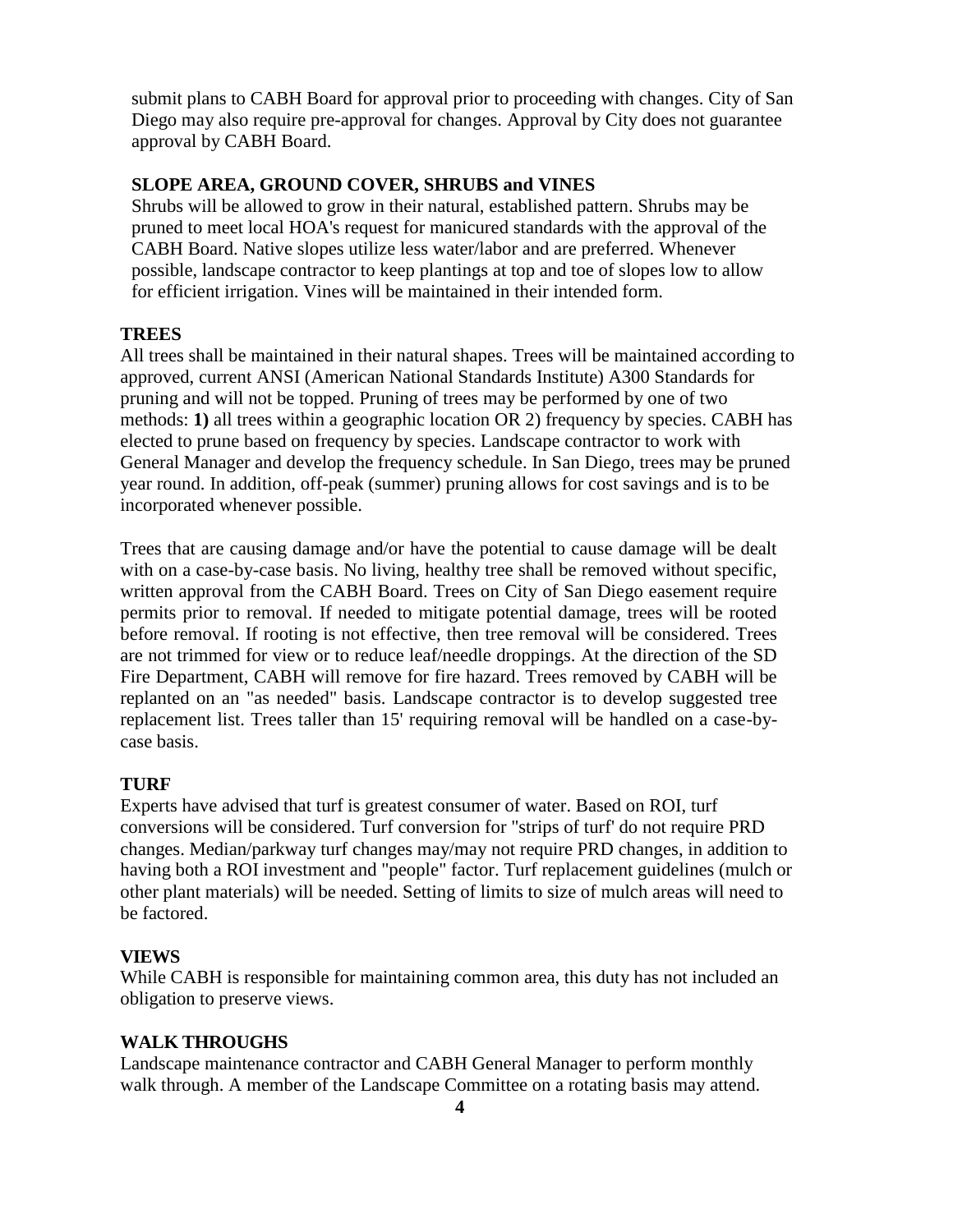submit plans to CABH Board for approval prior to proceeding with changes. City of San Diego may also require pre-approval for changes. Approval by City does not guarantee approval by CABH Board.

### SLOPE AREA, GROUND COVER, SHRUBS and VINES

Shrubs will be allowed to grow in their natural, established pattern. Shrubs may be pruned to meet local HOA's request for manicured standards with the approval of the CABH Board. Native slopes utilize less water/labor and are preferred. Whenever possible, landscape contractor to keep plantings at top and toe of slopes low to allow for efficient irrigation. Vines will be maintained in their intended form.

### TREES

All trees shall be maintained in their natural shapes. Trees will be maintained according to approved, current ANSI (American National Standards Institute) A300 Standards for pruning and will not be topped. Pruning of trees may be performed by one of two methods: **1)** all trees within a geographic location OR 2) frequency by species. CABH has elected to prune based on frequency by species. Landscape contractor to work with General Manager and develop the frequency schedule. In San Diego, trees may be pruned year round. In addition, off-peak (summer) pruning allows for cost savings and is to be incorporated whenever possible.

Trees that are causing damage and/or have the potential to cause damage will be dealt with on a case-by-case basis. No living, healthy tree shall be removed without specific, written approval from the CABH Board. Trees on City of San Diego easement require permits prior to removal. If needed to mitigate potential damage, trees will be rooted before removal. If rooting is not effective, then tree removal will be considered. Trees are not trimmed for view or to reduce leaf/needle droppings. At the direction of the SD Fire Department, CABH will remove for fire hazard. Trees removed by CABH will be replanted on an "as needed" basis. Landscape contractor is to develop suggested tree replacement list. Trees taller than 15' requiring removal will be handled on a case-by-case basis.

### TURF

Experts have advised that turf is greatest consumer of water. Based on ROI, turf conversions will be considered. Turf conversion for "strips of turf' do not require PRD changes. Median/parkway turf changes may/may not require PRD changes, in addition to having both a ROI investment and "people" factor. Turf replacement guidelines (mulch or other plant materials) will be needed. Setting of limits to size of mulch areas will need to be factored.

### VIEWS

While CABH is responsible for maintaining common area, this duty has not included an obligation to preserve views.

### WALK THROUGHS

Landscape maintenance contractor and CABH General Manager to perform monthly walk through. A member of the Landscape Committee on a rotating basis may attend.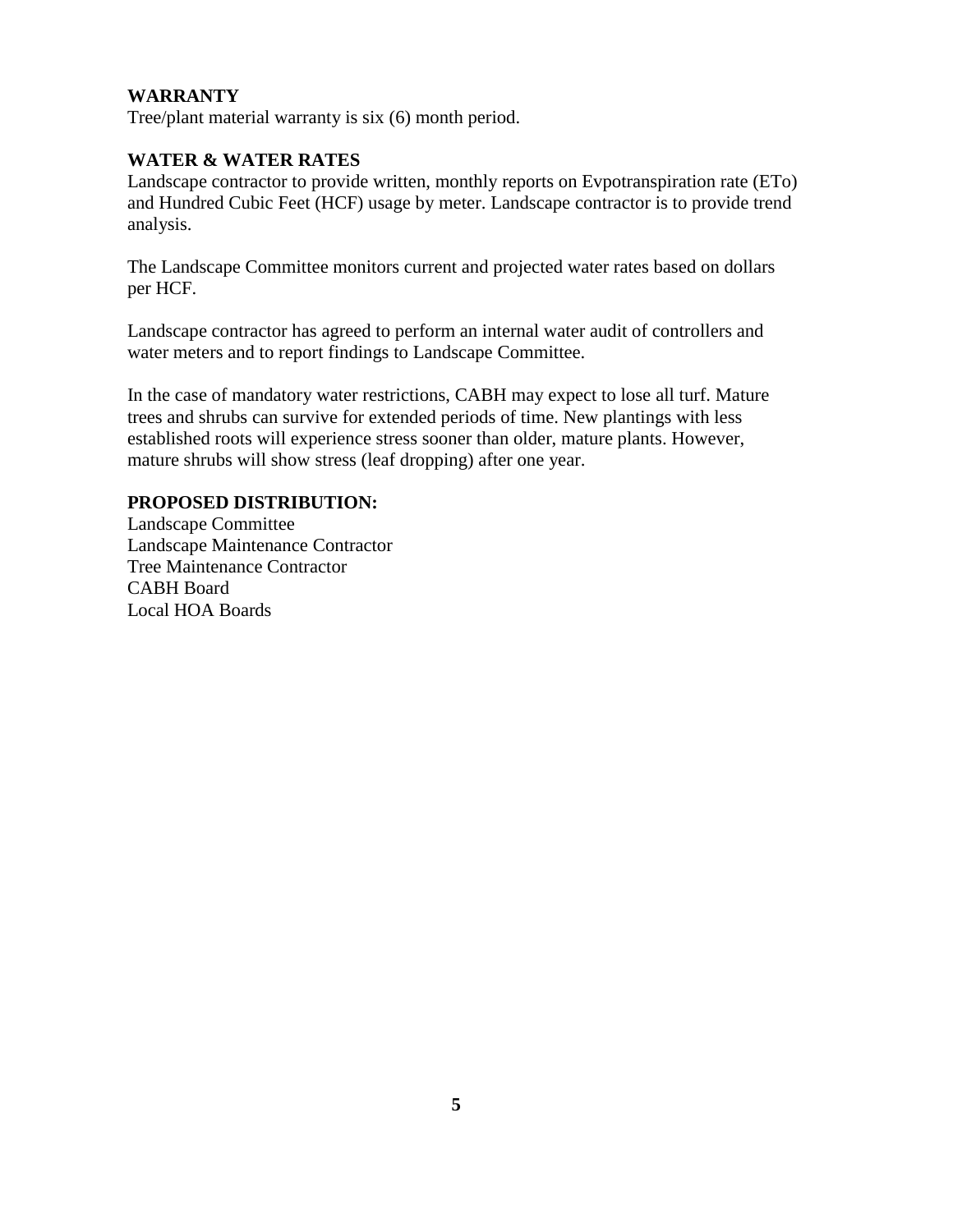**WARRANTY**

Tree/plant material warranty is six (6) month period.

**WATER & WATER RATES**

Landscape contractor to provide written, monthly reports on Evpotranspiration rate (ETo) and Hundred Cubic Feet (HCF) usage by meter. Landscape contractor is to provide trend analysis.

The Landscape Committee monitors current and projected water rates based on dollars per HCF.

Landscape contractor has agreed to perform an internal water audit of controllers and water meters and to report findings to Landscape Committee.

In the case of mandatory water restrictions, CABH may expect to lose all turf. Mature trees and shrubs can survive for extended periods of time. New plantings with less established roots will experience stress sooner than older, mature plants. However, mature shrubs will show stress (leaf dropping) after one year.

**PROPOSED DISTRIBUTION:**

Landscape Committee
Landscape Maintenance Contractor
Tree Maintenance Contractor
CABH Board
Local HOA Boards